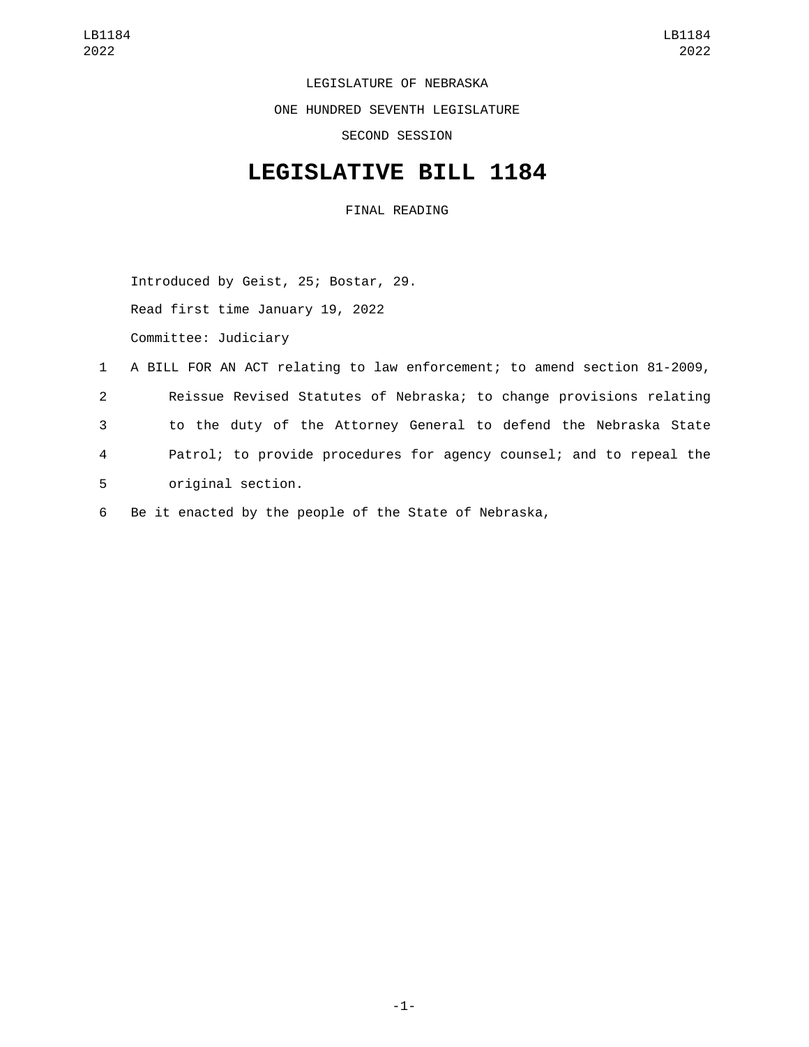LEGISLATURE OF NEBRASKA

ONE HUNDRED SEVENTH LEGISLATURE

SECOND SESSION

# LEGISLATIVE BILL 1184

FINAL READING

Introduced by Geist, 25; Bostar, 29.

Read first time January 19, 2022

Committee: Judiciary

A BILL FOR AN ACT relating to law enforcement; to amend section 81-2009, Reissue Revised Statutes of Nebraska; to change provisions relating to the duty of the Attorney General to defend the Nebraska State Patrol; to provide procedures for agency counsel; and to repeal the original section.

Be it enacted by the people of the State of Nebraska,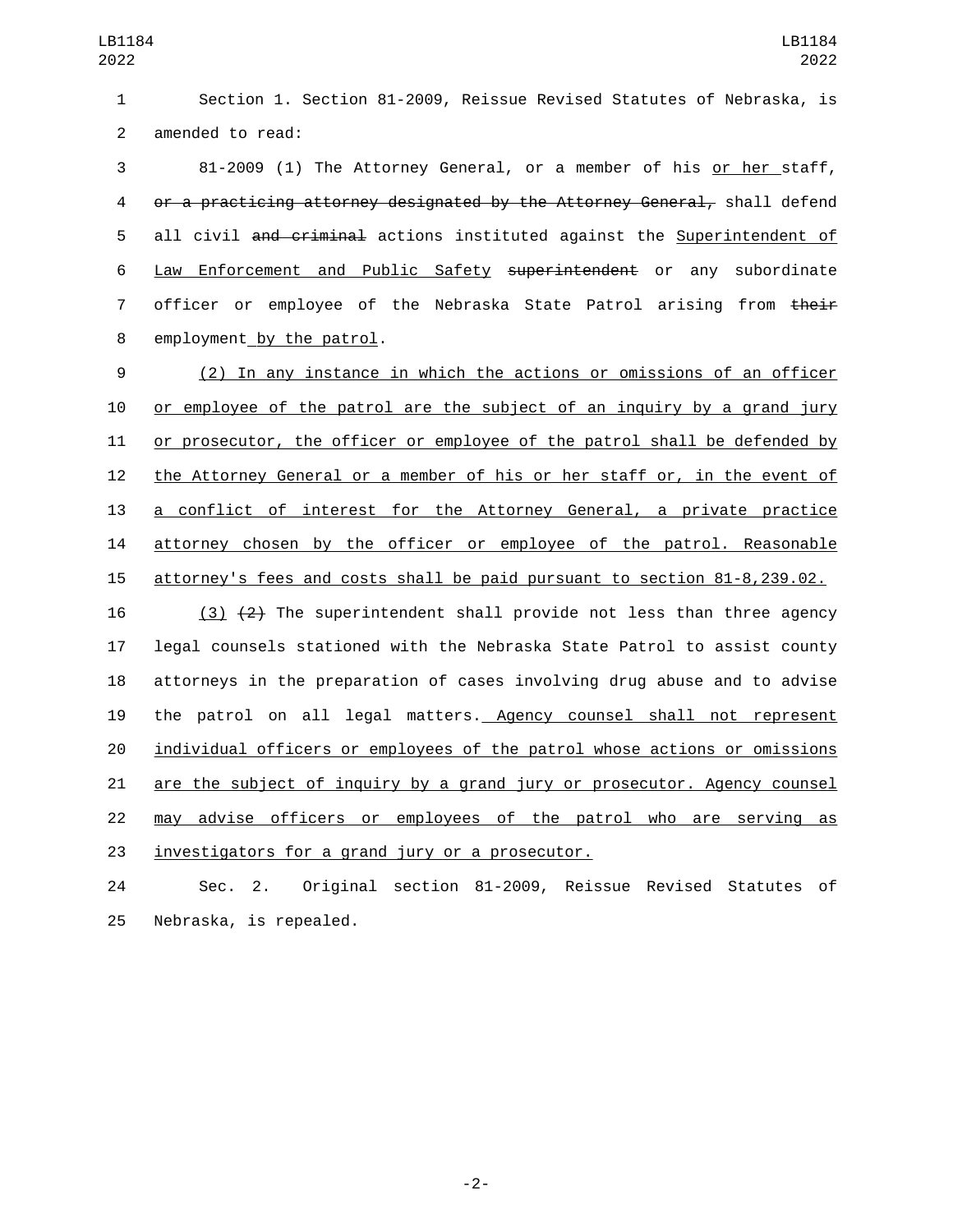Section 1. Section 81-2009, Reissue Revised Statutes of Nebraska, is amended to read:

81-2009 (1) The Attorney General, or a member of his or her staff, ~~or a practicing attorney designated by the Attorney General,~~ shall defend all civil ~~and criminal~~ actions instituted against the Superintendent of Law Enforcement and Public Safety ~~superintendent~~ or any subordinate officer or employee of the Nebraska State Patrol arising from ~~their~~ employment by the patrol.

(2) In any instance in which the actions or omissions of an officer or employee of the patrol are the subject of an inquiry by a grand jury or prosecutor, the officer or employee of the patrol shall be defended by the Attorney General or a member of his or her staff or, in the event of a conflict of interest for the Attorney General, a private practice attorney chosen by the officer or employee of the patrol. Reasonable attorney's fees and costs shall be paid pursuant to section 81-8,239.02.

(3) ~~(2)~~ The superintendent shall provide not less than three agency legal counsels stationed with the Nebraska State Patrol to assist county attorneys in the preparation of cases involving drug abuse and to advise the patrol on all legal matters. Agency counsel shall not represent individual officers or employees of the patrol whose actions or omissions are the subject of inquiry by a grand jury or prosecutor. Agency counsel may advise officers or employees of the patrol who are serving as investigators for a grand jury or a prosecutor.

Sec. 2. Original section 81-2009, Reissue Revised Statutes of Nebraska, is repealed.